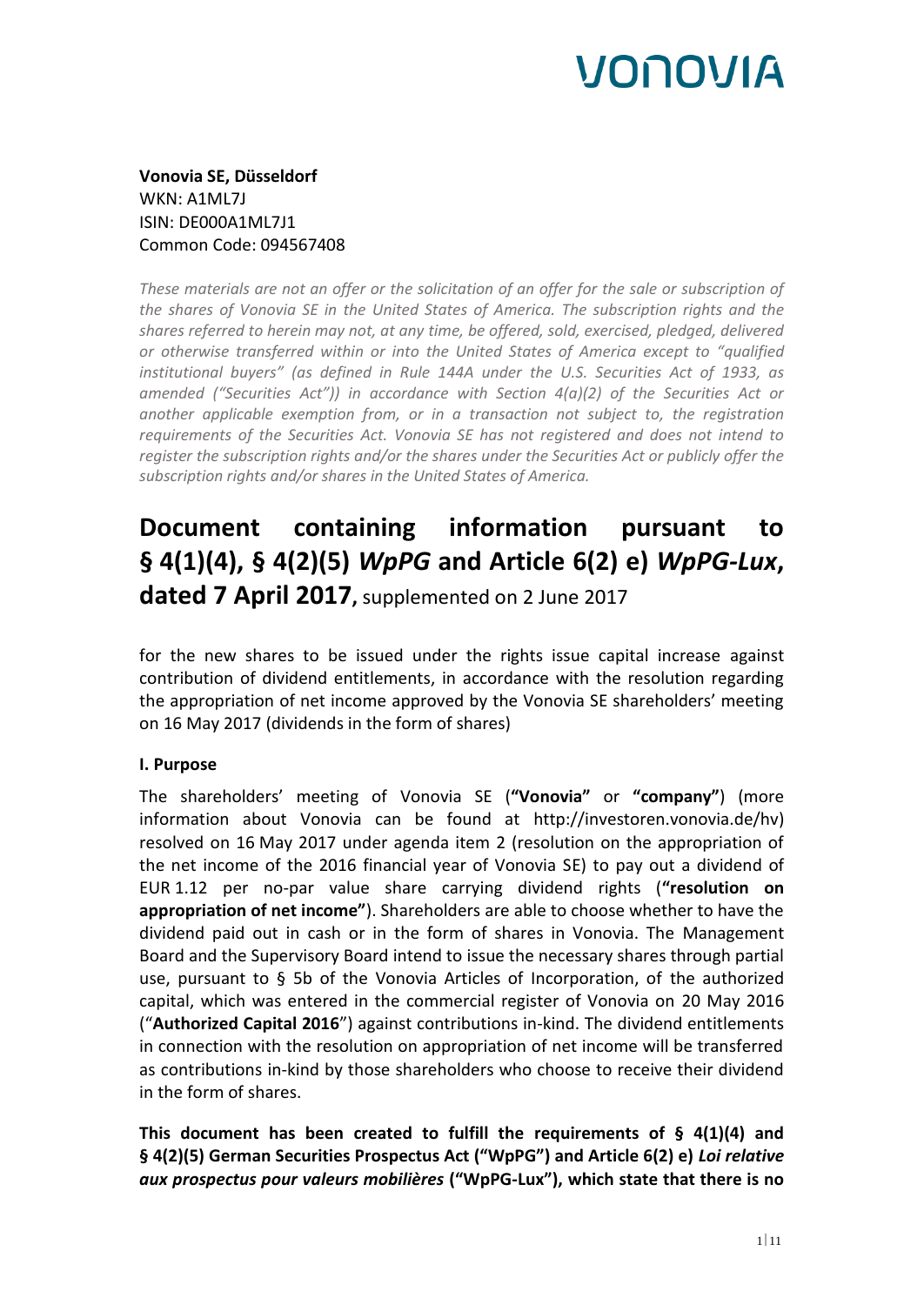**Vonovia SE, Düsseldorf**
WKN: A1ML7J
ISIN: DE000A1ML7J1
Common Code: 094567408

*These materials are not an offer or the solicitation of an offer for the sale or subscription of the shares of Vonovia SE in the United States of America. The subscription rights and the shares referred to herein may not, at any time, be offered, sold, exercised, pledged, delivered or otherwise transferred within or into the United States of America except to "qualified institutional buyers" (as defined in Rule 144A under the U.S. Securities Act of 1933, as amended ("Securities Act")) in accordance with Section 4(a)(2) of the Securities Act or another applicable exemption from, or in a transaction not subject to, the registration requirements of the Securities Act. Vonovia SE has not registered and does not intend to register the subscription rights and/or the shares under the Securities Act or publicly offer the subscription rights and/or shares in the United States of America.*

# Document containing information pursuant to § 4(1)(4), § 4(2)(5) *WpPG* and Article 6(2) e) *WpPG-Lux*, dated 7 April 2017, supplemented on 2 June 2017

for the new shares to be issued under the rights issue capital increase against contribution of dividend entitlements, in accordance with the resolution regarding the appropriation of net income approved by the Vonovia SE shareholders' meeting on 16 May 2017 (dividends in the form of shares)

### I. Purpose

The shareholders' meeting of Vonovia SE (**"Vonovia"** or **"company"**) (more information about Vonovia can be found at http://investoren.vonovia.de/hv) resolved on 16 May 2017 under agenda item 2 (resolution on the appropriation of the net income of the 2016 financial year of Vonovia SE) to pay out a dividend of EUR 1.12 per no-par value share carrying dividend rights (**"resolution on appropriation of net income"**). Shareholders are able to choose whether to have the dividend paid out in cash or in the form of shares in Vonovia. The Management Board and the Supervisory Board intend to issue the necessary shares through partial use, pursuant to § 5b of the Vonovia Articles of Incorporation, of the authorized capital, which was entered in the commercial register of Vonovia on 20 May 2016 ("**Authorized Capital 2016**") against contributions in-kind. The dividend entitlements in connection with the resolution on appropriation of net income will be transferred as contributions in-kind by those shareholders who choose to receive their dividend in the form of shares.

**This document has been created to fulfill the requirements of § 4(1)(4) and § 4(2)(5) German Securities Prospectus Act ("WpPG") and Article 6(2) e) *Loi relative aux prospectus pour valeurs mobilières* ("WpPG-Lux"), which state that there is no**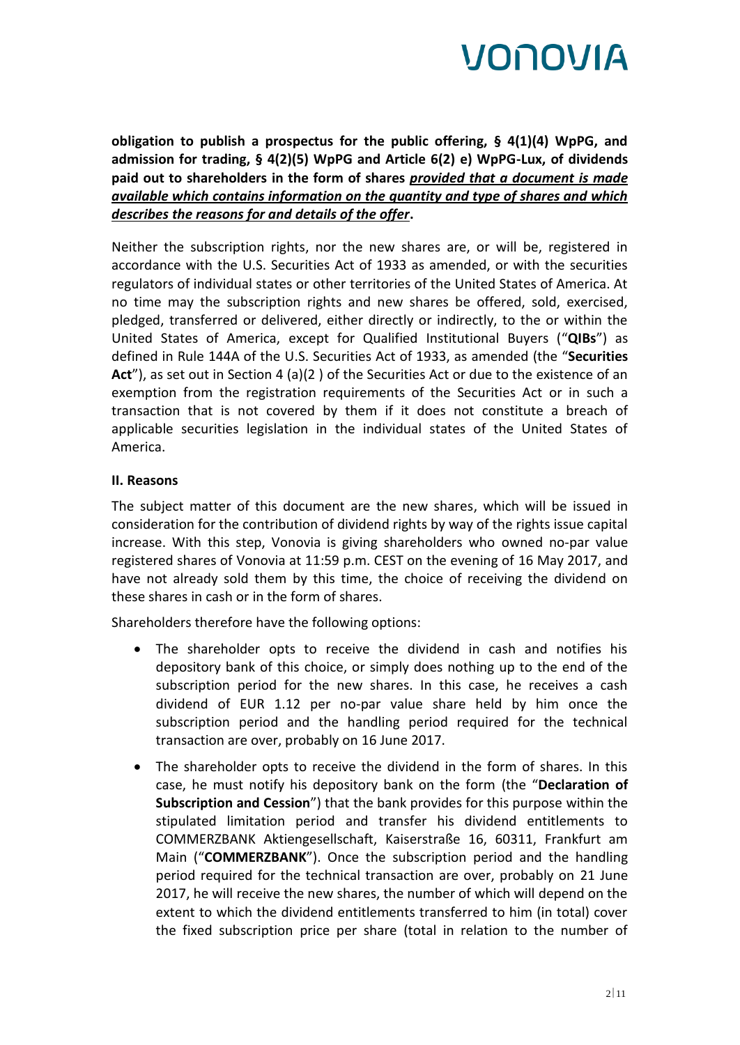**obligation to publish a prospectus for the public offering, § 4(1)(4) WpPG, and admission for trading, § 4(2)(5) WpPG and Article 6(2) e) WpPG-Lux, of dividends paid out to shareholders in the form of shares *provided that a document is made available which contains information on the quantity and type of shares and which describes the reasons for and details of the offer*.**

Neither the subscription rights, nor the new shares are, or will be, registered in accordance with the U.S. Securities Act of 1933 as amended, or with the securities regulators of individual states or other territories of the United States of America. At no time may the subscription rights and new shares be offered, sold, exercised, pledged, transferred or delivered, either directly or indirectly, to the or within the United States of America, except for Qualified Institutional Buyers ("**QIBs**") as defined in Rule 144A of the U.S. Securities Act of 1933, as amended (the "**Securities Act**"), as set out in Section 4 (a)(2 ) of the Securities Act or due to the existence of an exemption from the registration requirements of the Securities Act or in such a transaction that is not covered by them if it does not constitute a breach of applicable securities legislation in the individual states of the United States of America.

**II. Reasons**

The subject matter of this document are the new shares, which will be issued in consideration for the contribution of dividend rights by way of the rights issue capital increase. With this step, Vonovia is giving shareholders who owned no-par value registered shares of Vonovia at 11:59 p.m. CEST on the evening of 16 May 2017, and have not already sold them by this time, the choice of receiving the dividend on these shares in cash or in the form of shares.

Shareholders therefore have the following options:

- The shareholder opts to receive the dividend in cash and notifies his depository bank of this choice, or simply does nothing up to the end of the subscription period for the new shares. In this case, he receives a cash dividend of EUR 1.12 per no-par value share held by him once the subscription period and the handling period required for the technical transaction are over, probably on 16 June 2017.
- The shareholder opts to receive the dividend in the form of shares. In this case, he must notify his depository bank on the form (the "**Declaration of Subscription and Cession**") that the bank provides for this purpose within the stipulated limitation period and transfer his dividend entitlements to COMMERZBANK Aktiengesellschaft, Kaiserstraße 16, 60311, Frankfurt am Main ("**COMMERZBANK**"). Once the subscription period and the handling period required for the technical transaction are over, probably on 21 June 2017, he will receive the new shares, the number of which will depend on the extent to which the dividend entitlements transferred to him (in total) cover the fixed subscription price per share (total in relation to the number of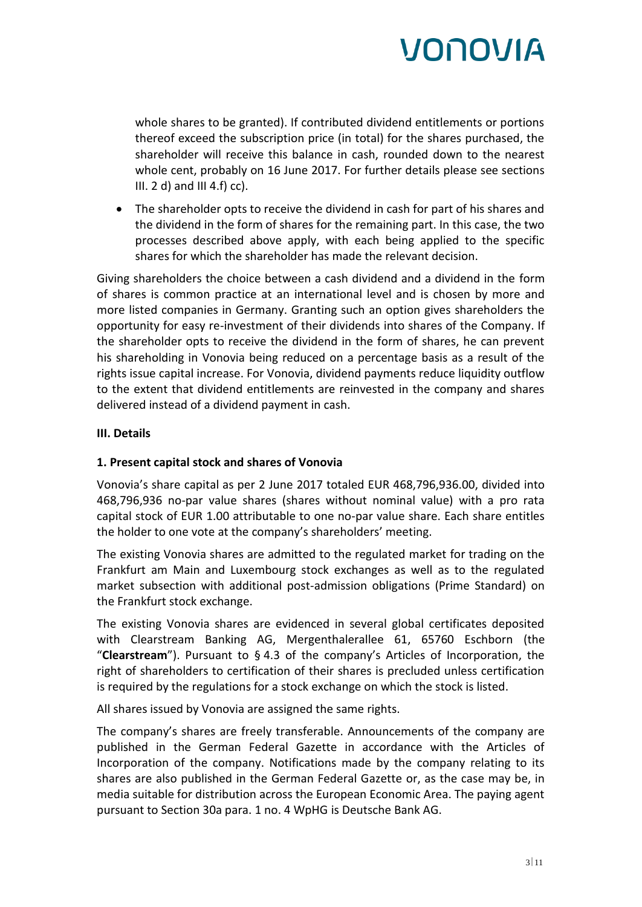whole shares to be granted). If contributed dividend entitlements or portions thereof exceed the subscription price (in total) for the shares purchased, the shareholder will receive this balance in cash, rounded down to the nearest whole cent, probably on 16 June 2017. For further details please see sections III. 2 d) and III 4.f) cc).

- The shareholder opts to receive the dividend in cash for part of his shares and the dividend in the form of shares for the remaining part. In this case, the two processes described above apply, with each being applied to the specific shares for which the shareholder has made the relevant decision.

Giving shareholders the choice between a cash dividend and a dividend in the form of shares is common practice at an international level and is chosen by more and more listed companies in Germany. Granting such an option gives shareholders the opportunity for easy re-investment of their dividends into shares of the Company. If the shareholder opts to receive the dividend in the form of shares, he can prevent his shareholding in Vonovia being reduced on a percentage basis as a result of the rights issue capital increase. For Vonovia, dividend payments reduce liquidity outflow to the extent that dividend entitlements are reinvested in the company and shares delivered instead of a dividend payment in cash.

**III. Details**

**1. Present capital stock and shares of Vonovia**

Vonovia's share capital as per 2 June 2017 totaled EUR 468,796,936.00, divided into 468,796,936 no-par value shares (shares without nominal value) with a pro rata capital stock of EUR 1.00 attributable to one no-par value share. Each share entitles the holder to one vote at the company's shareholders' meeting.

The existing Vonovia shares are admitted to the regulated market for trading on the Frankfurt am Main and Luxembourg stock exchanges as well as to the regulated market subsection with additional post-admission obligations (Prime Standard) on the Frankfurt stock exchange.

The existing Vonovia shares are evidenced in several global certificates deposited with Clearstream Banking AG, Mergenthalerallee 61, 65760 Eschborn (the "**Clearstream**"). Pursuant to § 4.3 of the company's Articles of Incorporation, the right of shareholders to certification of their shares is precluded unless certification is required by the regulations for a stock exchange on which the stock is listed.

All shares issued by Vonovia are assigned the same rights.

The company's shares are freely transferable. Announcements of the company are published in the German Federal Gazette in accordance with the Articles of Incorporation of the company. Notifications made by the company relating to its shares are also published in the German Federal Gazette or, as the case may be, in media suitable for distribution across the European Economic Area. The paying agent pursuant to Section 30a para. 1 no. 4 WpHG is Deutsche Bank AG.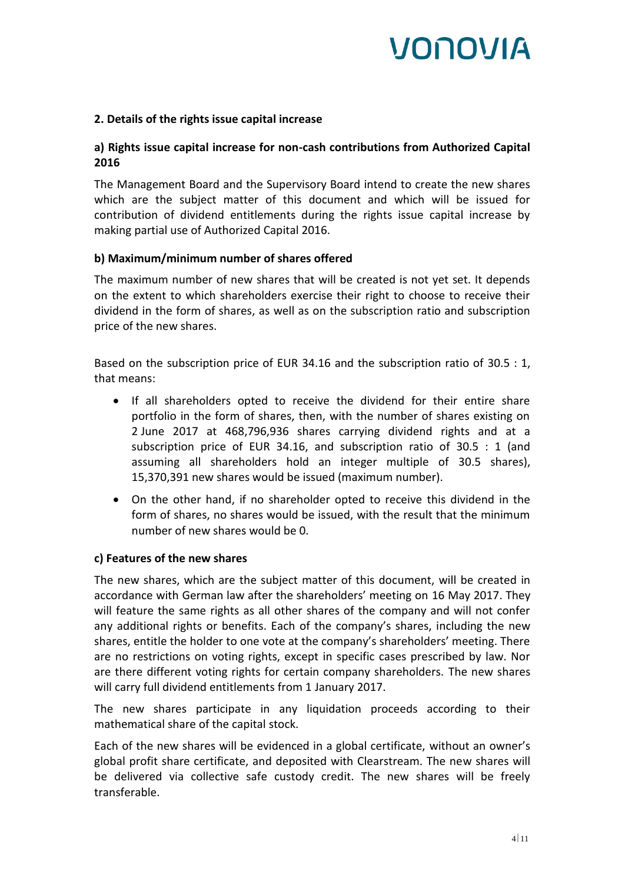## 2. Details of the rights issue capital increase

### a) Rights issue capital increase for non-cash contributions from Authorized Capital 2016

The Management Board and the Supervisory Board intend to create the new shares which are the subject matter of this document and which will be issued for contribution of dividend entitlements during the rights issue capital increase by making partial use of Authorized Capital 2016.

### b) Maximum/minimum number of shares offered

The maximum number of new shares that will be created is not yet set. It depends on the extent to which shareholders exercise their right to choose to receive their dividend in the form of shares, as well as on the subscription ratio and subscription price of the new shares.

Based on the subscription price of EUR 34.16 and the subscription ratio of 30.5 : 1, that means:

- If all shareholders opted to receive the dividend for their entire share portfolio in the form of shares, then, with the number of shares existing on 2 June 2017 at 468,796,936 shares carrying dividend rights and at a subscription price of EUR 34.16, and subscription ratio of 30.5 : 1 (and assuming all shareholders hold an integer multiple of 30.5 shares), 15,370,391 new shares would be issued (maximum number).
- On the other hand, if no shareholder opted to receive this dividend in the form of shares, no shares would be issued, with the result that the minimum number of new shares would be 0.

### c) Features of the new shares

The new shares, which are the subject matter of this document, will be created in accordance with German law after the shareholders' meeting on 16 May 2017. They will feature the same rights as all other shares of the company and will not confer any additional rights or benefits. Each of the company's shares, including the new shares, entitle the holder to one vote at the company's shareholders' meeting. There are no restrictions on voting rights, except in specific cases prescribed by law. Nor are there different voting rights for certain company shareholders. The new shares will carry full dividend entitlements from 1 January 2017.

The new shares participate in any liquidation proceeds according to their mathematical share of the capital stock.

Each of the new shares will be evidenced in a global certificate, without an owner's global profit share certificate, and deposited with Clearstream. The new shares will be delivered via collective safe custody credit. The new shares will be freely transferable.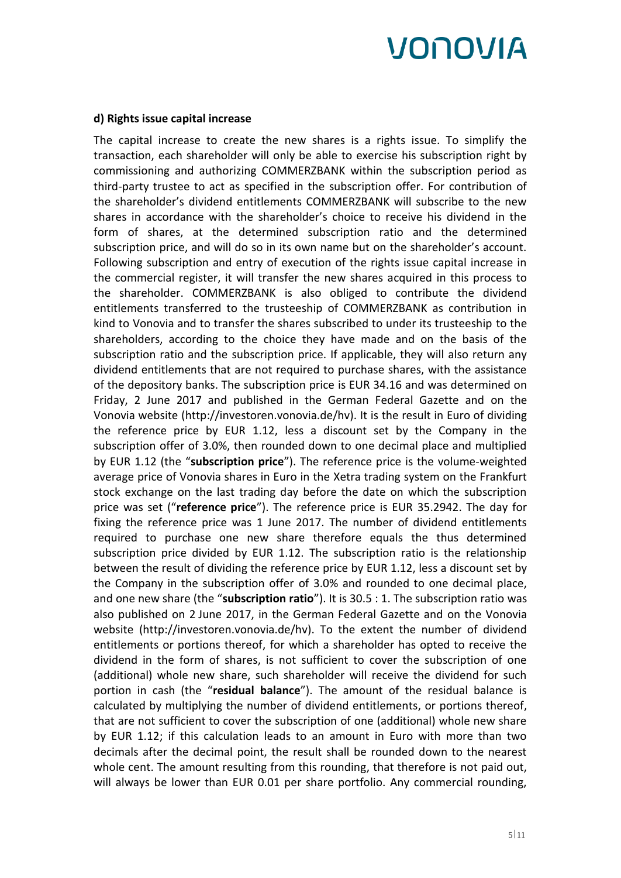**d) Rights issue capital increase**

The capital increase to create the new shares is a rights issue. To simplify the transaction, each shareholder will only be able to exercise his subscription right by commissioning and authorizing COMMERZBANK within the subscription period as third-party trustee to act as specified in the subscription offer. For contribution of the shareholder's dividend entitlements COMMERZBANK will subscribe to the new shares in accordance with the shareholder's choice to receive his dividend in the form of shares, at the determined subscription ratio and the determined subscription price, and will do so in its own name but on the shareholder's account. Following subscription and entry of execution of the rights issue capital increase in the commercial register, it will transfer the new shares acquired in this process to the shareholder. COMMERZBANK is also obliged to contribute the dividend entitlements transferred to the trusteeship of COMMERZBANK as contribution in kind to Vonovia and to transfer the shares subscribed to under its trusteeship to the shareholders, according to the choice they have made and on the basis of the subscription ratio and the subscription price. If applicable, they will also return any dividend entitlements that are not required to purchase shares, with the assistance of the depository banks. The subscription price is EUR 34.16 and was determined on Friday, 2 June 2017 and published in the German Federal Gazette and on the Vonovia website (http://investoren.vonovia.de/hv). It is the result in Euro of dividing the reference price by EUR 1.12, less a discount set by the Company in the subscription offer of 3.0%, then rounded down to one decimal place and multiplied by EUR 1.12 (the "**subscription price**"). The reference price is the volume-weighted average price of Vonovia shares in Euro in the Xetra trading system on the Frankfurt stock exchange on the last trading day before the date on which the subscription price was set ("**reference price**"). The reference price is EUR 35.2942. The day for fixing the reference price was 1 June 2017. The number of dividend entitlements required to purchase one new share therefore equals the thus determined subscription price divided by EUR 1.12. The subscription ratio is the relationship between the result of dividing the reference price by EUR 1.12, less a discount set by the Company in the subscription offer of 3.0% and rounded to one decimal place, and one new share (the "**subscription ratio**"). It is 30.5 : 1. The subscription ratio was also published on 2 June 2017, in the German Federal Gazette and on the Vonovia website (http://investoren.vonovia.de/hv). To the extent the number of dividend entitlements or portions thereof, for which a shareholder has opted to receive the dividend in the form of shares, is not sufficient to cover the subscription of one (additional) whole new share, such shareholder will receive the dividend for such portion in cash (the "**residual balance**"). The amount of the residual balance is calculated by multiplying the number of dividend entitlements, or portions thereof, that are not sufficient to cover the subscription of one (additional) whole new share by EUR 1.12; if this calculation leads to an amount in Euro with more than two decimals after the decimal point, the result shall be rounded down to the nearest whole cent. The amount resulting from this rounding, that therefore is not paid out, will always be lower than EUR 0.01 per share portfolio. Any commercial rounding,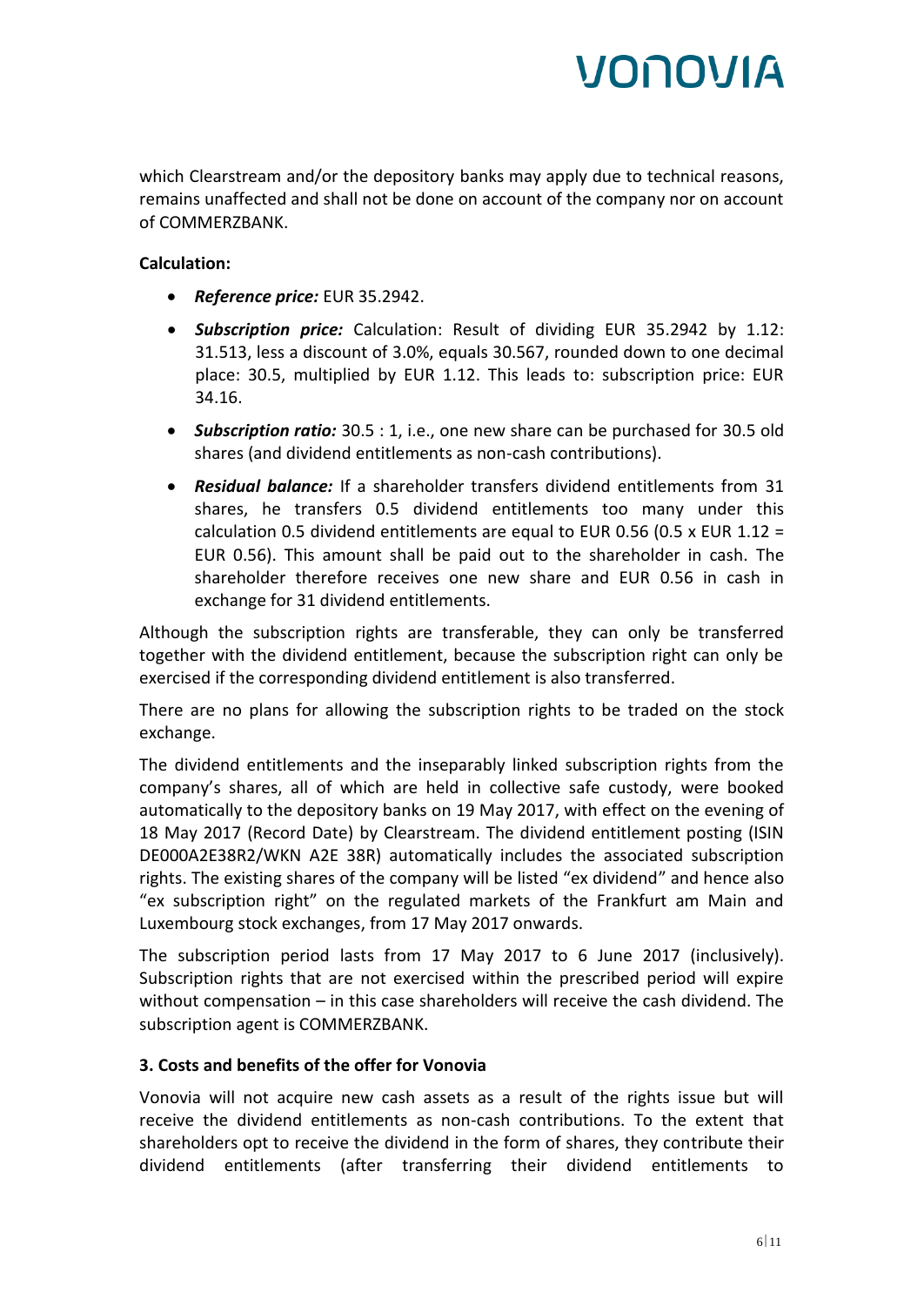which Clearstream and/or the depository banks may apply due to technical reasons, remains unaffected and shall not be done on account of the company nor on account of COMMERZBANK.

**Calculation:**

- ***Reference price:*** EUR 35.2942.
- ***Subscription price:*** Calculation: Result of dividing EUR 35.2942 by 1.12: 31.513, less a discount of 3.0%, equals 30.567, rounded down to one decimal place: 30.5, multiplied by EUR 1.12. This leads to: subscription price: EUR 34.16.
- ***Subscription ratio:*** 30.5 : 1, i.e., one new share can be purchased for 30.5 old shares (and dividend entitlements as non-cash contributions).
- ***Residual balance:*** If a shareholder transfers dividend entitlements from 31 shares, he transfers 0.5 dividend entitlements too many under this calculation 0.5 dividend entitlements are equal to EUR 0.56 (0.5 x EUR 1.12 = EUR 0.56). This amount shall be paid out to the shareholder in cash. The shareholder therefore receives one new share and EUR 0.56 in cash in exchange for 31 dividend entitlements.

Although the subscription rights are transferable, they can only be transferred together with the dividend entitlement, because the subscription right can only be exercised if the corresponding dividend entitlement is also transferred.

There are no plans for allowing the subscription rights to be traded on the stock exchange.

The dividend entitlements and the inseparably linked subscription rights from the company's shares, all of which are held in collective safe custody, were booked automatically to the depository banks on 19 May 2017, with effect on the evening of 18 May 2017 (Record Date) by Clearstream. The dividend entitlement posting (ISIN DE000A2E38R2/WKN A2E 38R) automatically includes the associated subscription rights. The existing shares of the company will be listed "ex dividend" and hence also "ex subscription right" on the regulated markets of the Frankfurt am Main and Luxembourg stock exchanges, from 17 May 2017 onwards.

The subscription period lasts from 17 May 2017 to 6 June 2017 (inclusively). Subscription rights that are not exercised within the prescribed period will expire without compensation – in this case shareholders will receive the cash dividend. The subscription agent is COMMERZBANK.

### 3. Costs and benefits of the offer for Vonovia

Vonovia will not acquire new cash assets as a result of the rights issue but will receive the dividend entitlements as non-cash contributions. To the extent that shareholders opt to receive the dividend in the form of shares, they contribute their dividend entitlements (after transferring their dividend entitlements to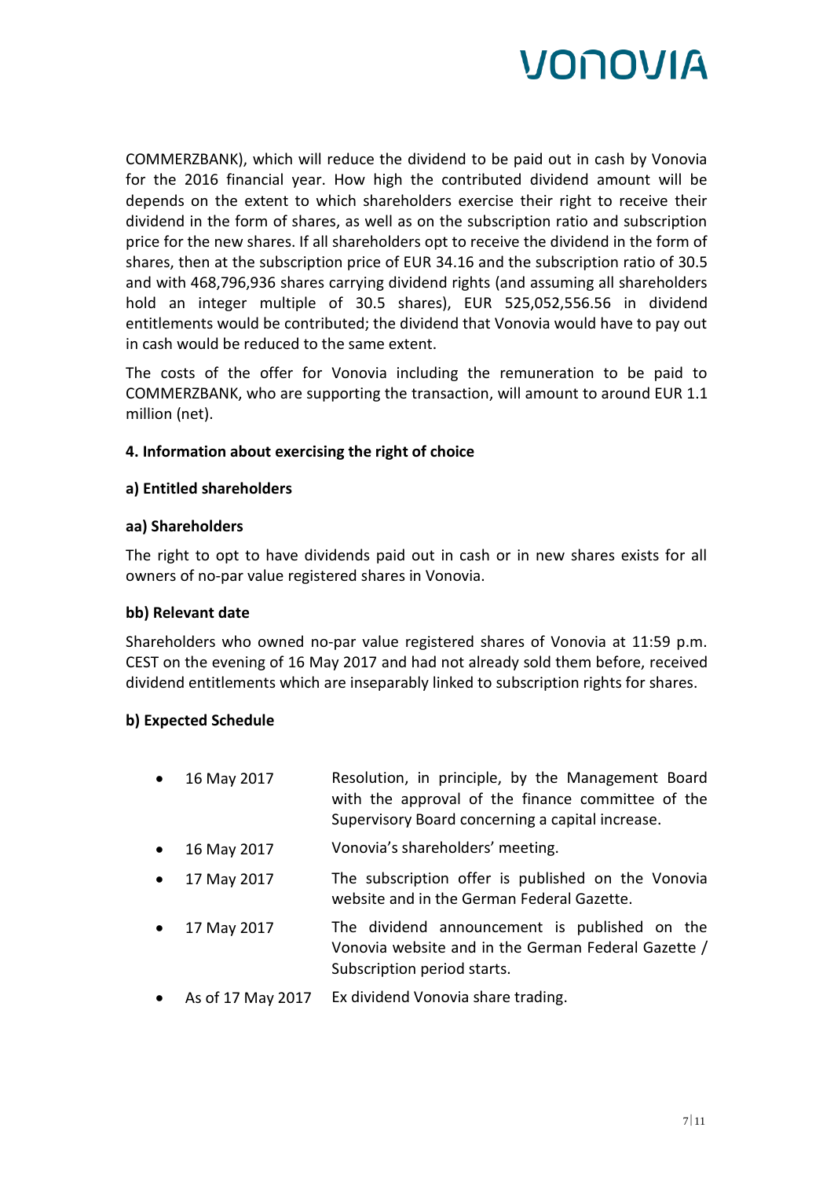COMMERZBANK), which will reduce the dividend to be paid out in cash by Vonovia for the 2016 financial year. How high the contributed dividend amount will be depends on the extent to which shareholders exercise their right to receive their dividend in the form of shares, as well as on the subscription ratio and subscription price for the new shares. If all shareholders opt to receive the dividend in the form of shares, then at the subscription price of EUR 34.16 and the subscription ratio of 30.5 and with 468,796,936 shares carrying dividend rights (and assuming all shareholders hold an integer multiple of 30.5 shares), EUR 525,052,556.56 in dividend entitlements would be contributed; the dividend that Vonovia would have to pay out in cash would be reduced to the same extent.

The costs of the offer for Vonovia including the remuneration to be paid to COMMERZBANK, who are supporting the transaction, will amount to around EUR 1.1 million (net).

**4. Information about exercising the right of choice**

**a) Entitled shareholders**

**aa) Shareholders**

The right to opt to have dividends paid out in cash or in new shares exists for all owners of no-par value registered shares in Vonovia.

**bb) Relevant date**

Shareholders who owned no-par value registered shares of Vonovia at 11:59 p.m. CEST on the evening of 16 May 2017 and had not already sold them before, received dividend entitlements which are inseparably linked to subscription rights for shares.

**b) Expected Schedule**

- 16 May 2017 — Resolution, in principle, by the Management Board with the approval of the finance committee of the Supervisory Board concerning a capital increase.
- 16 May 2017 — Vonovia's shareholders' meeting.
- 17 May 2017 — The subscription offer is published on the Vonovia website and in the German Federal Gazette.
- 17 May 2017 — The dividend announcement is published on the Vonovia website and in the German Federal Gazette / Subscription period starts.
- As of 17 May 2017 — Ex dividend Vonovia share trading.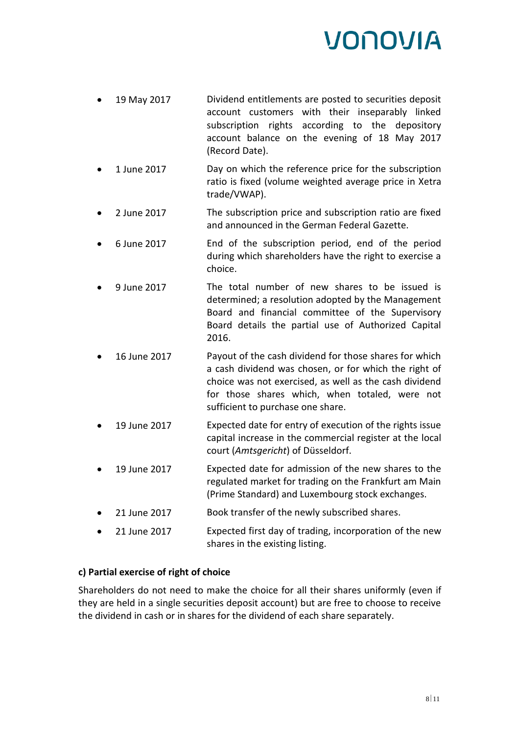- 19 May 2017 Dividend entitlements are posted to securities deposit account customers with their inseparably linked subscription rights according to the depository account balance on the evening of 18 May 2017 (Record Date).
- 1 June 2017 Day on which the reference price for the subscription ratio is fixed (volume weighted average price in Xetra trade/VWAP).
- 2 June 2017 The subscription price and subscription ratio are fixed and announced in the German Federal Gazette.
- 6 June 2017 End of the subscription period, end of the period during which shareholders have the right to exercise a choice.
- 9 June 2017 The total number of new shares to be issued is determined; a resolution adopted by the Management Board and financial committee of the Supervisory Board details the partial use of Authorized Capital 2016.
- 16 June 2017 Payout of the cash dividend for those shares for which a cash dividend was chosen, or for which the right of choice was not exercised, as well as the cash dividend for those shares which, when totaled, were not sufficient to purchase one share.
- 19 June 2017 Expected date for entry of execution of the rights issue capital increase in the commercial register at the local court (*Amtsgericht*) of Düsseldorf.
- 19 June 2017 Expected date for admission of the new shares to the regulated market for trading on the Frankfurt am Main (Prime Standard) and Luxembourg stock exchanges.
- 21 June 2017 Book transfer of the newly subscribed shares.
- 21 June 2017 Expected first day of trading, incorporation of the new shares in the existing listing.

**c) Partial exercise of right of choice**

Shareholders do not need to make the choice for all their shares uniformly (even if they are held in a single securities deposit account) but are free to choose to receive the dividend in cash or in shares for the dividend of each share separately.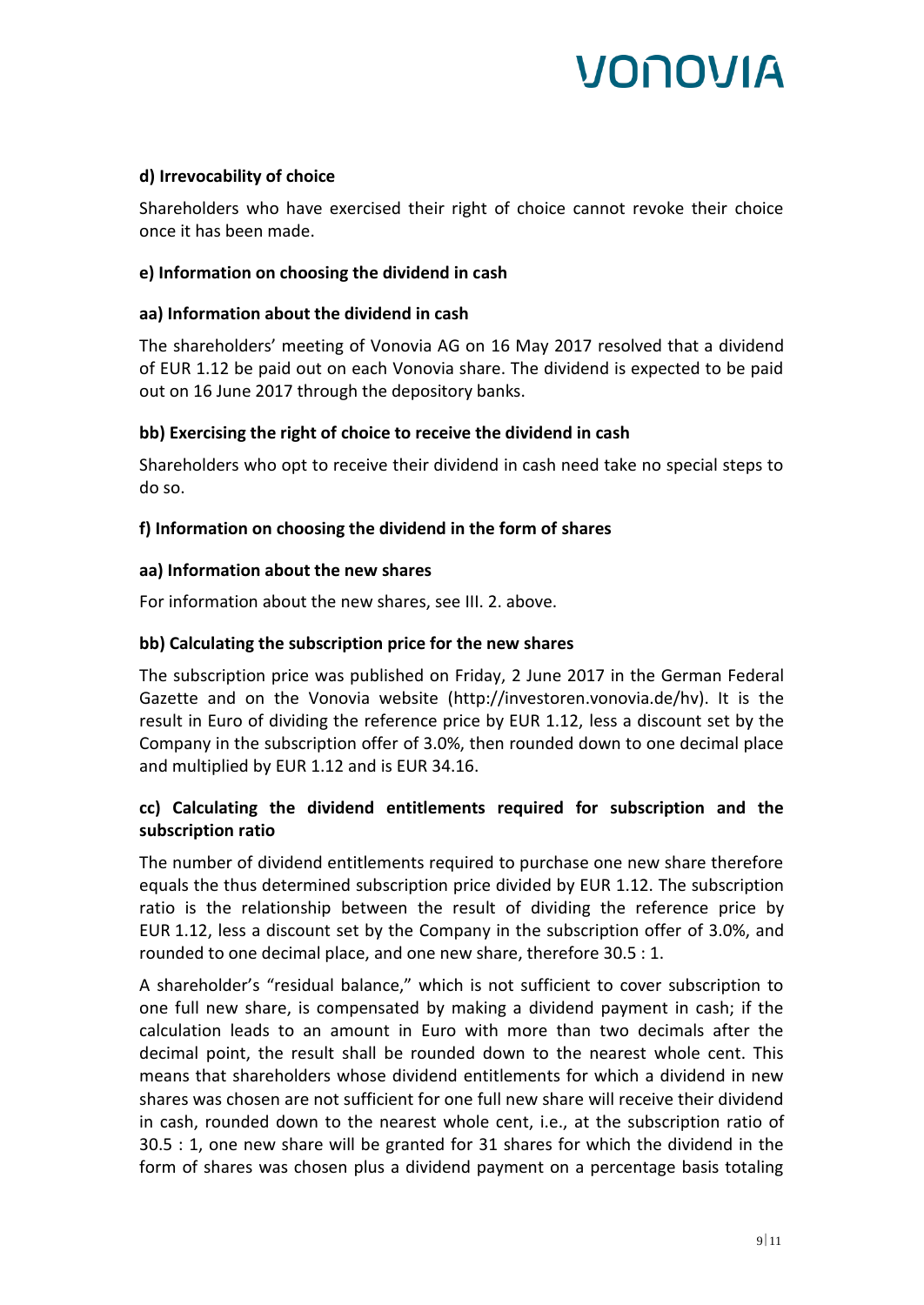**d) Irrevocability of choice**

Shareholders who have exercised their right of choice cannot revoke their choice once it has been made.

**e) Information on choosing the dividend in cash**

**aa) Information about the dividend in cash**

The shareholders' meeting of Vonovia AG on 16 May 2017 resolved that a dividend of EUR 1.12 be paid out on each Vonovia share. The dividend is expected to be paid out on 16 June 2017 through the depository banks.

**bb) Exercising the right of choice to receive the dividend in cash**

Shareholders who opt to receive their dividend in cash need take no special steps to do so.

**f) Information on choosing the dividend in the form of shares**

**aa) Information about the new shares**

For information about the new shares, see III. 2. above.

**bb) Calculating the subscription price for the new shares**

The subscription price was published on Friday, 2 June 2017 in the German Federal Gazette and on the Vonovia website (http://investoren.vonovia.de/hv). It is the result in Euro of dividing the reference price by EUR 1.12, less a discount set by the Company in the subscription offer of 3.0%, then rounded down to one decimal place and multiplied by EUR 1.12 and is EUR 34.16.

**cc) Calculating the dividend entitlements required for subscription and the subscription ratio**

The number of dividend entitlements required to purchase one new share therefore equals the thus determined subscription price divided by EUR 1.12. The subscription ratio is the relationship between the result of dividing the reference price by EUR 1.12, less a discount set by the Company in the subscription offer of 3.0%, and rounded to one decimal place, and one new share, therefore 30.5 : 1.

A shareholder's "residual balance," which is not sufficient to cover subscription to one full new share, is compensated by making a dividend payment in cash; if the calculation leads to an amount in Euro with more than two decimals after the decimal point, the result shall be rounded down to the nearest whole cent. This means that shareholders whose dividend entitlements for which a dividend in new shares was chosen are not sufficient for one full new share will receive their dividend in cash, rounded down to the nearest whole cent, i.e., at the subscription ratio of 30.5 : 1, one new share will be granted for 31 shares for which the dividend in the form of shares was chosen plus a dividend payment on a percentage basis totaling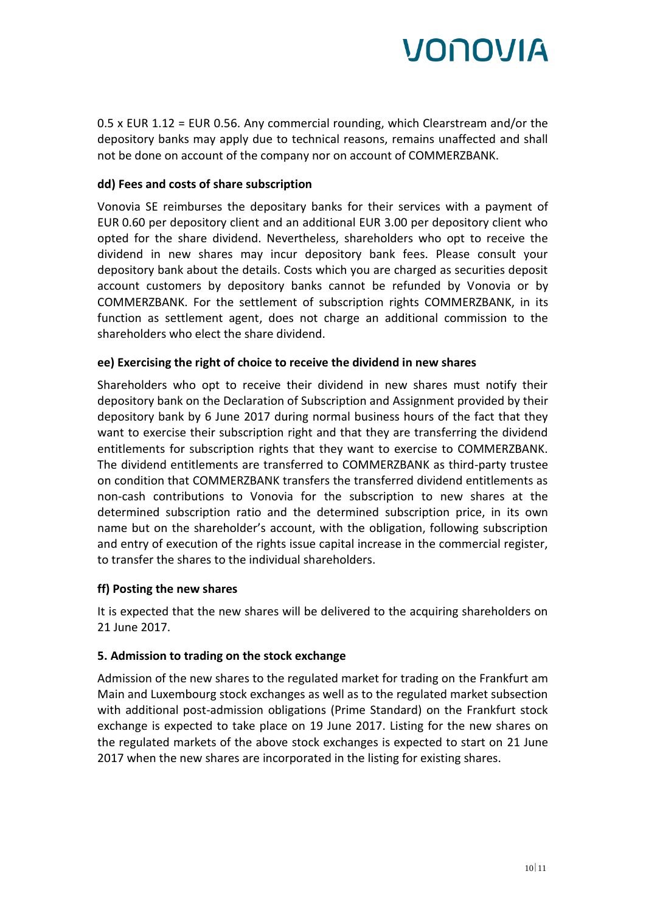0.5 x EUR 1.12 = EUR 0.56. Any commercial rounding, which Clearstream and/or the depository banks may apply due to technical reasons, remains unaffected and shall not be done on account of the company nor on account of COMMERZBANK.

**dd) Fees and costs of share subscription**

Vonovia SE reimburses the depositary banks for their services with a payment of EUR 0.60 per depository client and an additional EUR 3.00 per depository client who opted for the share dividend. Nevertheless, shareholders who opt to receive the dividend in new shares may incur depository bank fees. Please consult your depository bank about the details. Costs which you are charged as securities deposit account customers by depository banks cannot be refunded by Vonovia or by COMMERZBANK. For the settlement of subscription rights COMMERZBANK, in its function as settlement agent, does not charge an additional commission to the shareholders who elect the share dividend.

**ee) Exercising the right of choice to receive the dividend in new shares**

Shareholders who opt to receive their dividend in new shares must notify their depository bank on the Declaration of Subscription and Assignment provided by their depository bank by 6 June 2017 during normal business hours of the fact that they want to exercise their subscription right and that they are transferring the dividend entitlements for subscription rights that they want to exercise to COMMERZBANK. The dividend entitlements are transferred to COMMERZBANK as third-party trustee on condition that COMMERZBANK transfers the transferred dividend entitlements as non-cash contributions to Vonovia for the subscription to new shares at the determined subscription ratio and the determined subscription price, in its own name but on the shareholder's account, with the obligation, following subscription and entry of execution of the rights issue capital increase in the commercial register, to transfer the shares to the individual shareholders.

**ff) Posting the new shares**

It is expected that the new shares will be delivered to the acquiring shareholders on 21 June 2017.

**5. Admission to trading on the stock exchange**

Admission of the new shares to the regulated market for trading on the Frankfurt am Main and Luxembourg stock exchanges as well as to the regulated market subsection with additional post-admission obligations (Prime Standard) on the Frankfurt stock exchange is expected to take place on 19 June 2017. Listing for the new shares on the regulated markets of the above stock exchanges is expected to start on 21 June 2017 when the new shares are incorporated in the listing for existing shares.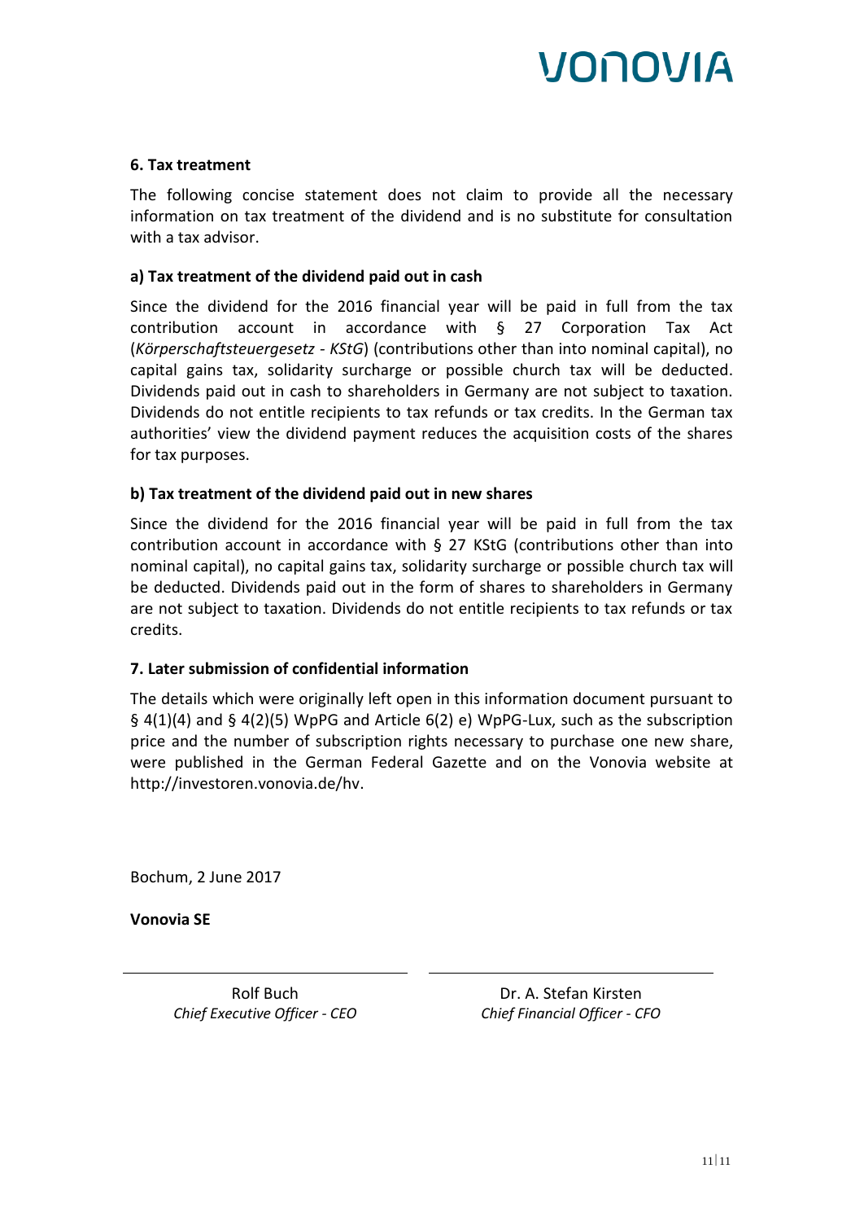### 6. Tax treatment

The following concise statement does not claim to provide all the necessary information on tax treatment of the dividend and is no substitute for consultation with a tax advisor.

#### a) Tax treatment of the dividend paid out in cash

Since the dividend for the 2016 financial year will be paid in full from the tax contribution account in accordance with § 27 Corporation Tax Act (*Körperschaftsteuergesetz - KStG*) (contributions other than into nominal capital), no capital gains tax, solidarity surcharge or possible church tax will be deducted. Dividends paid out in cash to shareholders in Germany are not subject to taxation. Dividends do not entitle recipients to tax refunds or tax credits. In the German tax authorities' view the dividend payment reduces the acquisition costs of the shares for tax purposes.

#### b) Tax treatment of the dividend paid out in new shares

Since the dividend for the 2016 financial year will be paid in full from the tax contribution account in accordance with § 27 KStG (contributions other than into nominal capital), no capital gains tax, solidarity surcharge or possible church tax will be deducted. Dividends paid out in the form of shares to shareholders in Germany are not subject to taxation. Dividends do not entitle recipients to tax refunds or tax credits.

### 7. Later submission of confidential information

The details which were originally left open in this information document pursuant to § 4(1)(4) and § 4(2)(5) WpPG and Article 6(2) e) WpPG-Lux, such as the subscription price and the number of subscription rights necessary to purchase one new share, were published in the German Federal Gazette and on the Vonovia website at http://investoren.vonovia.de/hv.

Bochum, 2 June 2017

**Vonovia SE**

Rolf Buch
*Chief Executive Officer - CEO*

Dr. A. Stefan Kirsten
*Chief Financial Officer - CFO*